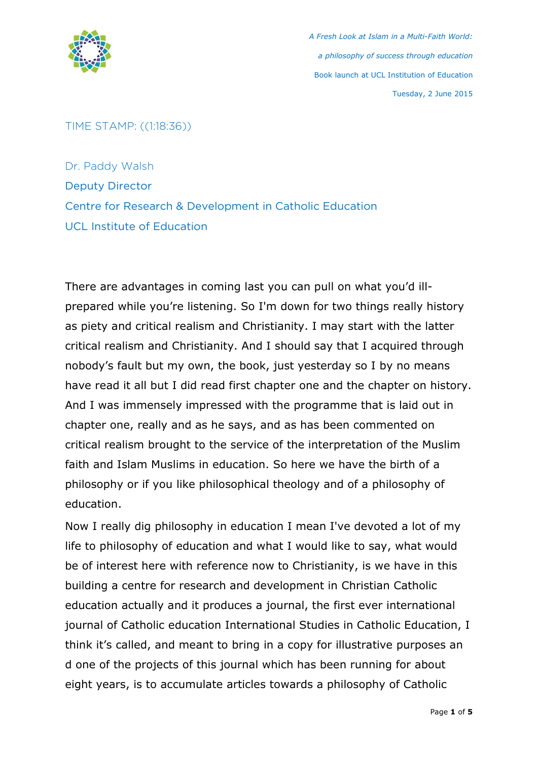TIME STAMP: ((1:18:36))

Dr. Paddy Walsh
Deputy Director
Centre for Research & Development in Catholic Education
UCL Institute of Education

There are advantages in coming last you can pull on what you'd ill-prepared while you're listening. So I'm down for two things really history as piety and critical realism and Christianity. I may start with the latter critical realism and Christianity. And I should say that I acquired through nobody's fault but my own, the book, just yesterday so I by no means have read it all but I did read first chapter one and the chapter on history. And I was immensely impressed with the programme that is laid out in chapter one, really and as he says, and as has been commented on critical realism brought to the service of the interpretation of the Muslim faith and Islam Muslims in education. So here we have the birth of a philosophy or if you like philosophical theology and of a philosophy of education.

Now I really dig philosophy in education I mean I've devoted a lot of my life to philosophy of education and what I would like to say, what would be of interest here with reference now to Christianity, is we have in this building a centre for research and development in Christian Catholic education actually and it produces a journal, the first ever international journal of Catholic education International Studies in Catholic Education, I think it's called, and meant to bring in a copy for illustrative purposes an d one of the projects of this journal which has been running for about eight years, is to accumulate articles towards a philosophy of Catholic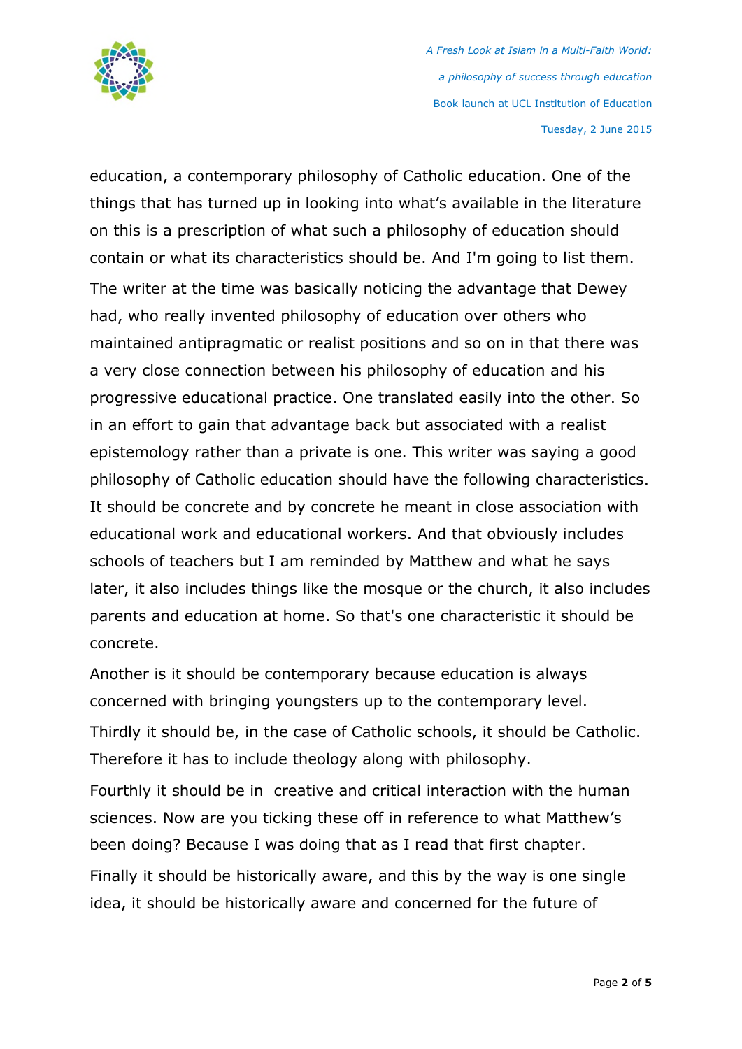education, a contemporary philosophy of Catholic education. One of the things that has turned up in looking into what's available in the literature on this is a prescription of what such a philosophy of education should contain or what its characteristics should be. And I'm going to list them.

The writer at the time was basically noticing the advantage that Dewey had, who really invented philosophy of education over others who maintained antipragmatic or realist positions and so on in that there was a very close connection between his philosophy of education and his progressive educational practice. One translated easily into the other. So in an effort to gain that advantage back but associated with a realist epistemology rather than a private is one. This writer was saying a good philosophy of Catholic education should have the following characteristics. It should be concrete and by concrete he meant in close association with educational work and educational workers. And that obviously includes schools of teachers but I am reminded by Matthew and what he says later, it also includes things like the mosque or the church, it also includes parents and education at home. So that's one characteristic it should be concrete.

Another is it should be contemporary because education is always concerned with bringing youngsters up to the contemporary level.

Thirdly it should be, in the case of Catholic schools, it should be Catholic. Therefore it has to include theology along with philosophy.

Fourthly it should be in creative and critical interaction with the human sciences. Now are you ticking these off in reference to what Matthew's been doing? Because I was doing that as I read that first chapter.

Finally it should be historically aware, and this by the way is one single idea, it should be historically aware and concerned for the future of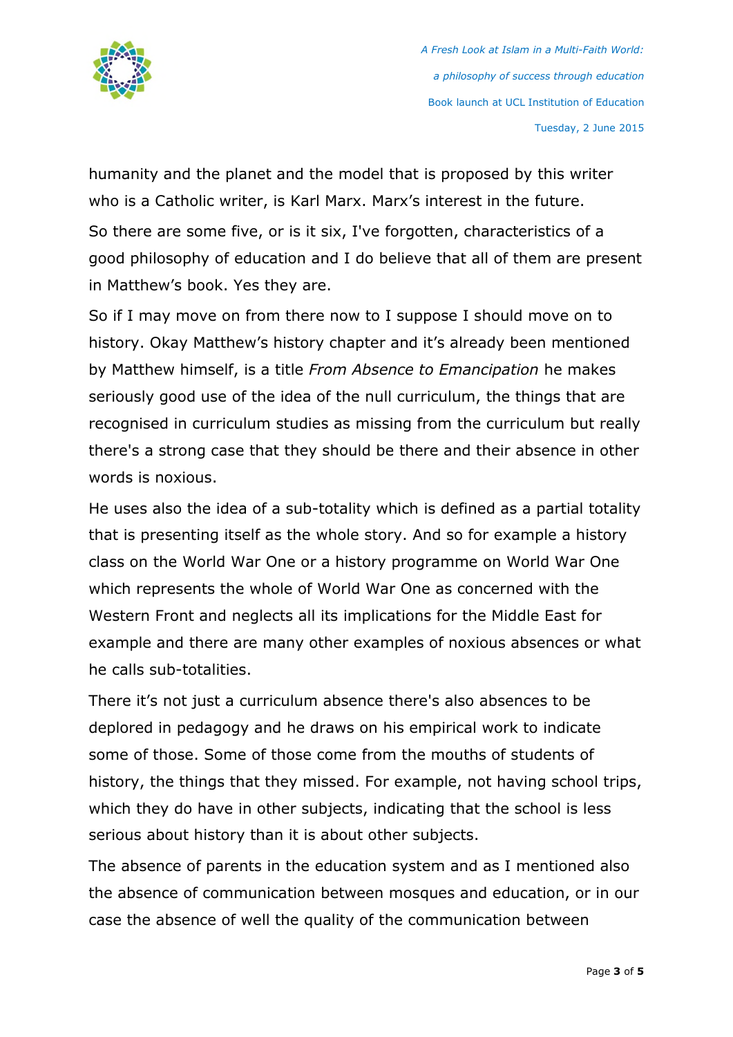humanity and the planet and the model that is proposed by this writer who is a Catholic writer, is Karl Marx. Marx's interest in the future.

So there are some five, or is it six, I've forgotten, characteristics of a good philosophy of education and I do believe that all of them are present in Matthew's book. Yes they are.

So if I may move on from there now to I suppose I should move on to history. Okay Matthew's history chapter and it's already been mentioned by Matthew himself, is a title *From Absence to Emancipation* he makes seriously good use of the idea of the null curriculum, the things that are recognised in curriculum studies as missing from the curriculum but really there's a strong case that they should be there and their absence in other words is noxious.

He uses also the idea of a sub-totality which is defined as a partial totality that is presenting itself as the whole story. And so for example a history class on the World War One or a history programme on World War One which represents the whole of World War One as concerned with the Western Front and neglects all its implications for the Middle East for example and there are many other examples of noxious absences or what he calls sub-totalities.

There it's not just a curriculum absence there's also absences to be deplored in pedagogy and he draws on his empirical work to indicate some of those. Some of those come from the mouths of students of history, the things that they missed. For example, not having school trips, which they do have in other subjects, indicating that the school is less serious about history than it is about other subjects.

The absence of parents in the education system and as I mentioned also the absence of communication between mosques and education, or in our case the absence of well the quality of the communication between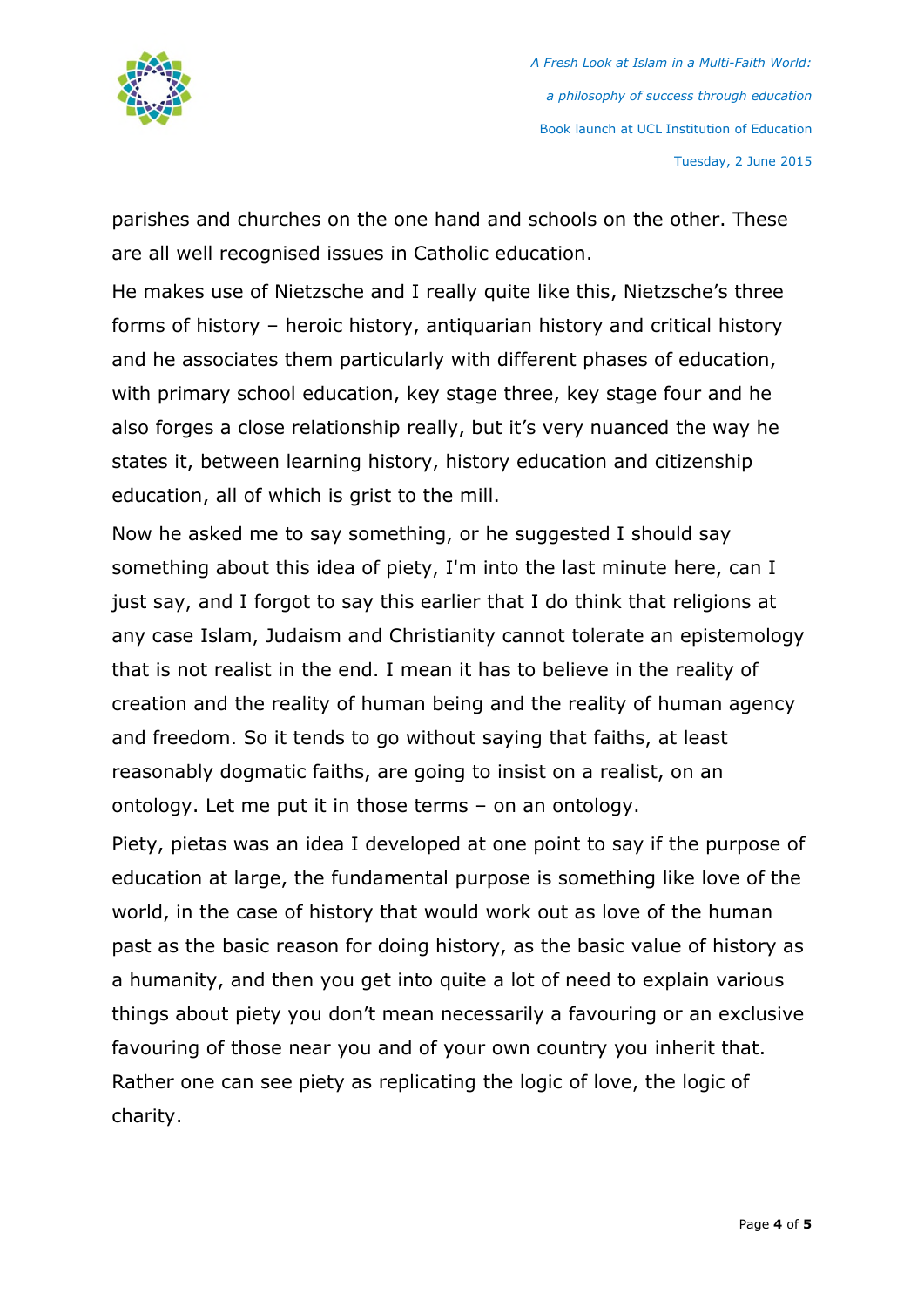parishes and churches on the one hand and schools on the other. These are all well recognised issues in Catholic education.

He makes use of Nietzsche and I really quite like this, Nietzsche's three forms of history – heroic history, antiquarian history and critical history and he associates them particularly with different phases of education, with primary school education, key stage three, key stage four and he also forges a close relationship really, but it's very nuanced the way he states it, between learning history, history education and citizenship education, all of which is grist to the mill.

Now he asked me to say something, or he suggested I should say something about this idea of piety, I'm into the last minute here, can I just say, and I forgot to say this earlier that I do think that religions at any case Islam, Judaism and Christianity cannot tolerate an epistemology that is not realist in the end. I mean it has to believe in the reality of creation and the reality of human being and the reality of human agency and freedom. So it tends to go without saying that faiths, at least reasonably dogmatic faiths, are going to insist on a realist, on an ontology. Let me put it in those terms – on an ontology.

Piety, pietas was an idea I developed at one point to say if the purpose of education at large, the fundamental purpose is something like love of the world, in the case of history that would work out as love of the human past as the basic reason for doing history, as the basic value of history as a humanity, and then you get into quite a lot of need to explain various things about piety you don't mean necessarily a favouring or an exclusive favouring of those near you and of your own country you inherit that. Rather one can see piety as replicating the logic of love, the logic of charity.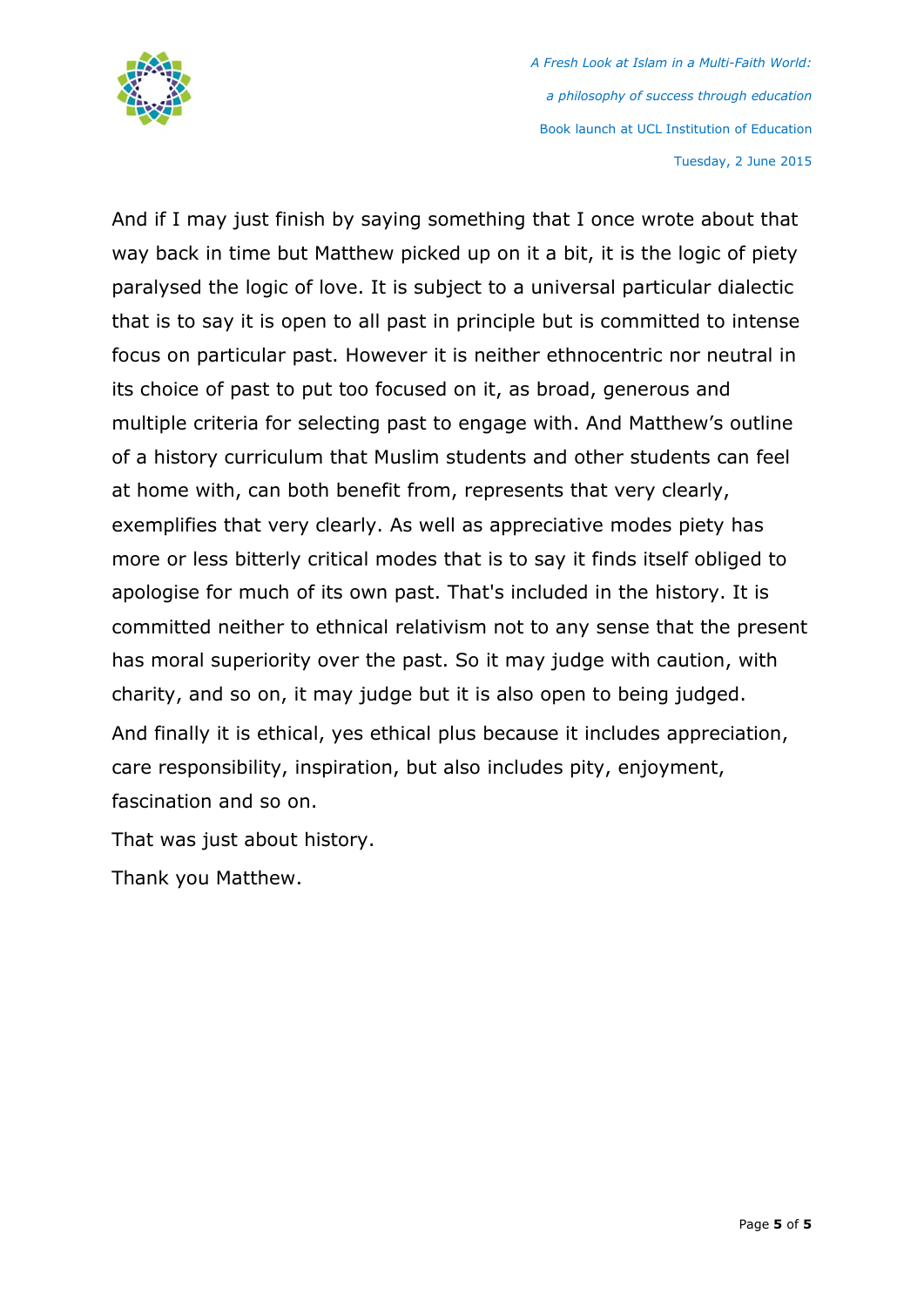And if I may just finish by saying something that I once wrote about that way back in time but Matthew picked up on it a bit, it is the logic of piety paralysed the logic of love. It is subject to a universal particular dialectic that is to say it is open to all past in principle but is committed to intense focus on particular past. However it is neither ethnocentric nor neutral in its choice of past to put too focused on it, as broad, generous and multiple criteria for selecting past to engage with. And Matthew's outline of a history curriculum that Muslim students and other students can feel at home with, can both benefit from, represents that very clearly, exemplifies that very clearly. As well as appreciative modes piety has more or less bitterly critical modes that is to say it finds itself obliged to apologise for much of its own past. That's included in the history. It is committed neither to ethnical relativism not to any sense that the present has moral superiority over the past. So it may judge with caution, with charity, and so on, it may judge but it is also open to being judged.

And finally it is ethical, yes ethical plus because it includes appreciation, care responsibility, inspiration, but also includes pity, enjoyment, fascination and so on.

That was just about history.

Thank you Matthew.